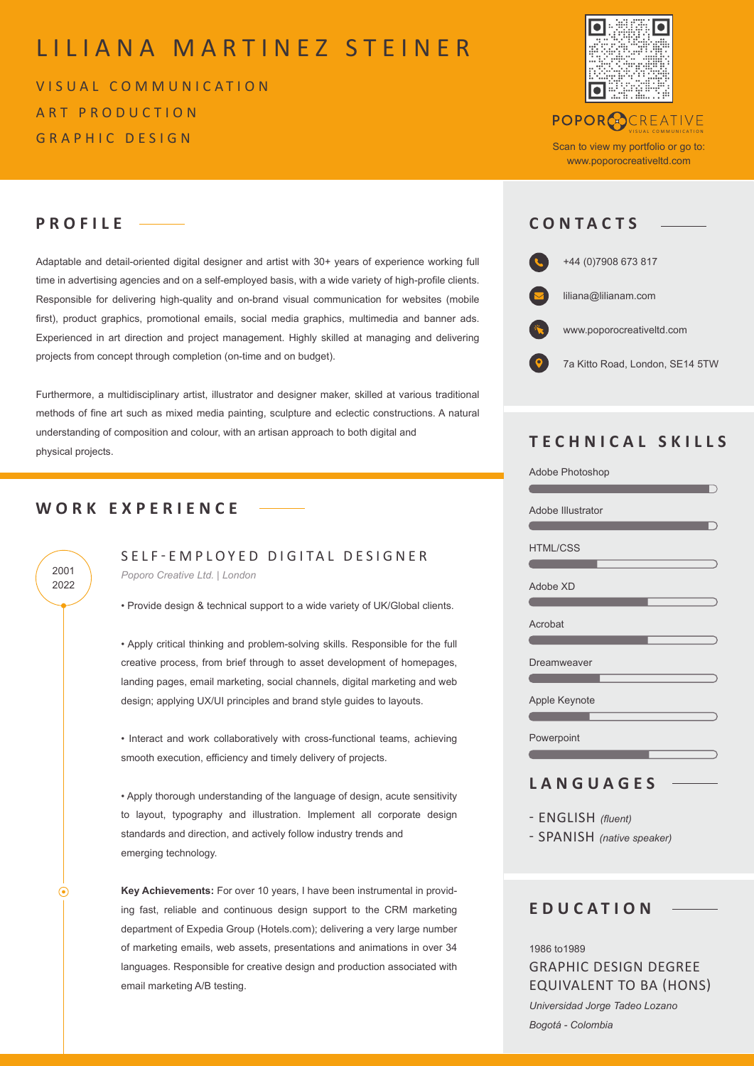# LILIANA MARTINEZ STEINER

VISUAL COMMUNICATION
ART PRODUCTION
GRAPHIC DESIGN

POPORO CREATIVE
VISUAL COMMUNICATION

Scan to view my portfolio or go to:
www.poporocreativeltd.com

## PROFILE

Adaptable and detail-oriented digital designer and artist with 30+ years of experience working full time in advertising agencies and on a self-employed basis, with a wide variety of high-profile clients. Responsible for delivering high-quality and on-brand visual communication for websites (mobile first), product graphics, promotional emails, social media graphics, multimedia and banner ads. Experienced in art direction and project management. Highly skilled at managing and delivering projects from concept through completion (on-time and on budget).

Furthermore, a multidisciplinary artist, illustrator and designer maker, skilled at various traditional methods of fine art such as mixed media painting, sculpture and eclectic constructions. A natural understanding of composition and colour, with an artisan approach to both digital and physical projects.

## WORK EXPERIENCE

2001
2022

### SELF-EMPLOYED DIGITAL DESIGNER

*Poporo Creative Ltd. | London*

• Provide design & technical support to a wide variety of UK/Global clients.

• Apply critical thinking and problem-solving skills. Responsible for the full creative process, from brief through to asset development of homepages, landing pages, email marketing, social channels, digital marketing and web design; applying UX/UI principles and brand style guides to layouts.

• Interact and work collaboratively with cross-functional teams, achieving smooth execution, efficiency and timely delivery of projects.

• Apply thorough understanding of the language of design, acute sensitivity to layout, typography and illustration. Implement all corporate design standards and direction, and actively follow industry trends and emerging technology.

**Key Achievements:** For over 10 years, I have been instrumental in providing fast, reliable and continuous design support to the CRM marketing department of Expedia Group (Hotels.com); delivering a very large number of marketing emails, web assets, presentations and animations in over 34 languages. Responsible for creative design and production associated with email marketing A/B testing.

## CONTACTS

+44 (0)7908 673 817

liliana@lilianam.com

www.poporocreativeltd.com

7a Kitto Road, London, SE14 5TW

## TECHNICAL SKILLS

- Adobe Photoshop
- Adobe Illustrator
- HTML/CSS
- Adobe XD
- Acrobat
- Dreamweaver
- Apple Keynote
- Powerpoint

## LANGUAGES

- ENGLISH *(fluent)*
- SPANISH *(native speaker)*

## EDUCATION

1986 to1989

GRAPHIC DESIGN DEGREE EQUIVALENT TO BA (HONS)

*Universidad Jorge Tadeo Lozano*

*Bogotá - Colombia*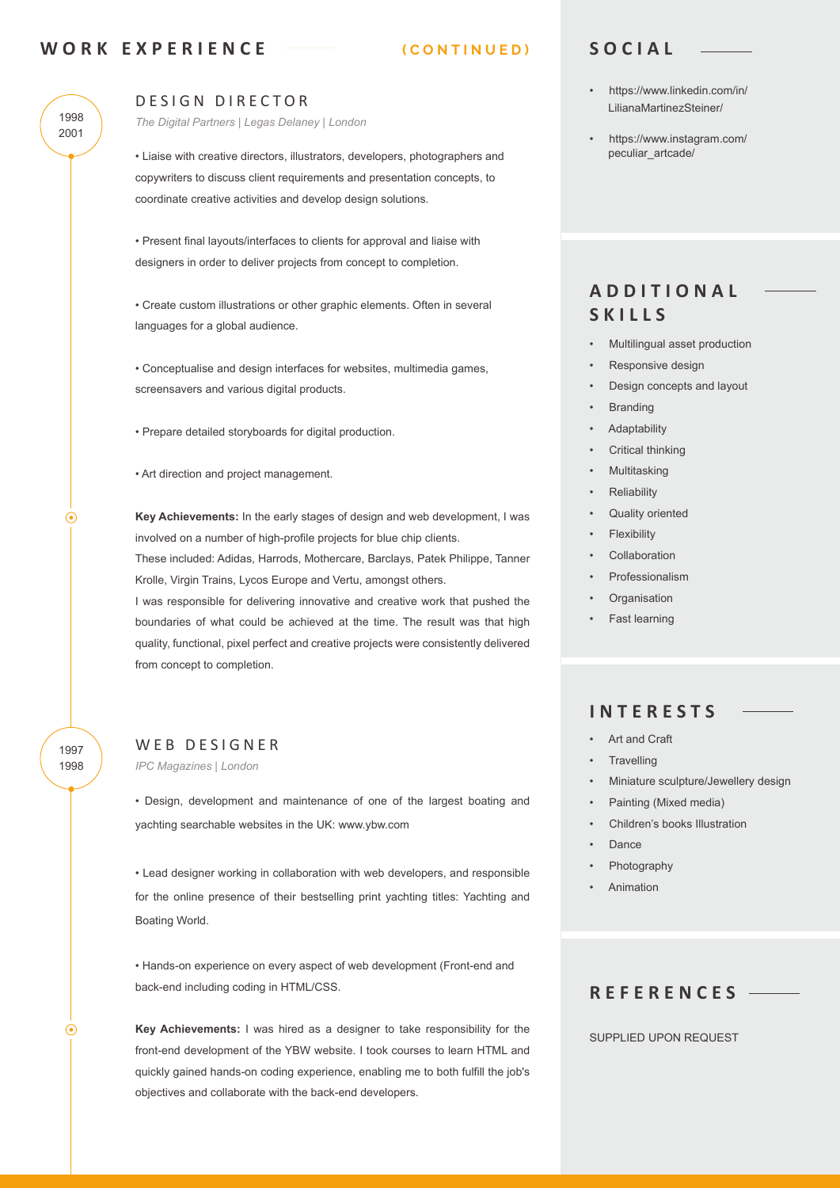## WORK EXPERIENCE (CONTINUED)

### DESIGN DIRECTOR

1998
2001

*The Digital Partners | Legas Delaney | London*

• Liaise with creative directors, illustrators, developers, photographers and copywriters to discuss client requirements and presentation concepts, to coordinate creative activities and develop design solutions.

• Present final layouts/interfaces to clients for approval and liaise with designers in order to deliver projects from concept to completion.

• Create custom illustrations or other graphic elements. Often in several languages for a global audience.

• Conceptualise and design interfaces for websites, multimedia games, screensavers and various digital products.

• Prepare detailed storyboards for digital production.

• Art direction and project management.

**Key Achievements:** In the early stages of design and web development, I was involved on a number of high-profile projects for blue chip clients.
These included: Adidas, Harrods, Mothercare, Barclays, Patek Philippe, Tanner Krolle, Virgin Trains, Lycos Europe and Vertu, amongst others.
I was responsible for delivering innovative and creative work that pushed the boundaries of what could be achieved at the time. The result was that high quality, functional, pixel perfect and creative projects were consistently delivered from concept to completion.

### WEB DESIGNER

1997
1998

*IPC Magazines | London*

• Design, development and maintenance of one of the largest boating and yachting searchable websites in the UK: www.ybw.com

• Lead designer working in collaboration with web developers, and responsible for the online presence of their bestselling print yachting titles: Yachting and Boating World.

• Hands-on experience on every aspect of web development (Front-end and back-end including coding in HTML/CSS.

**Key Achievements:** I was hired as a designer to take responsibility for the front-end development of the YBW website. I took courses to learn HTML and quickly gained hands-on coding experience, enabling me to both fulfill the job's objectives and collaborate with the back-end developers.

## SOCIAL

- https://www.linkedin.com/in/LilianaMartinezSteiner/
- https://www.instagram.com/peculiar_artcade/

## ADDITIONAL SKILLS

- Multilingual asset production
- Responsive design
- Design concepts and layout
- Branding
- Adaptability
- Critical thinking
- Multitasking
- Reliability
- Quality oriented
- Flexibility
- Collaboration
- Professionalism
- Organisation
- Fast learning

## INTERESTS

- Art and Craft
- Travelling
- Miniature sculpture/Jewellery design
- Painting (Mixed media)
- Children's books Illustration
- Dance
- Photography
- Animation

## REFERENCES

SUPPLIED UPON REQUEST